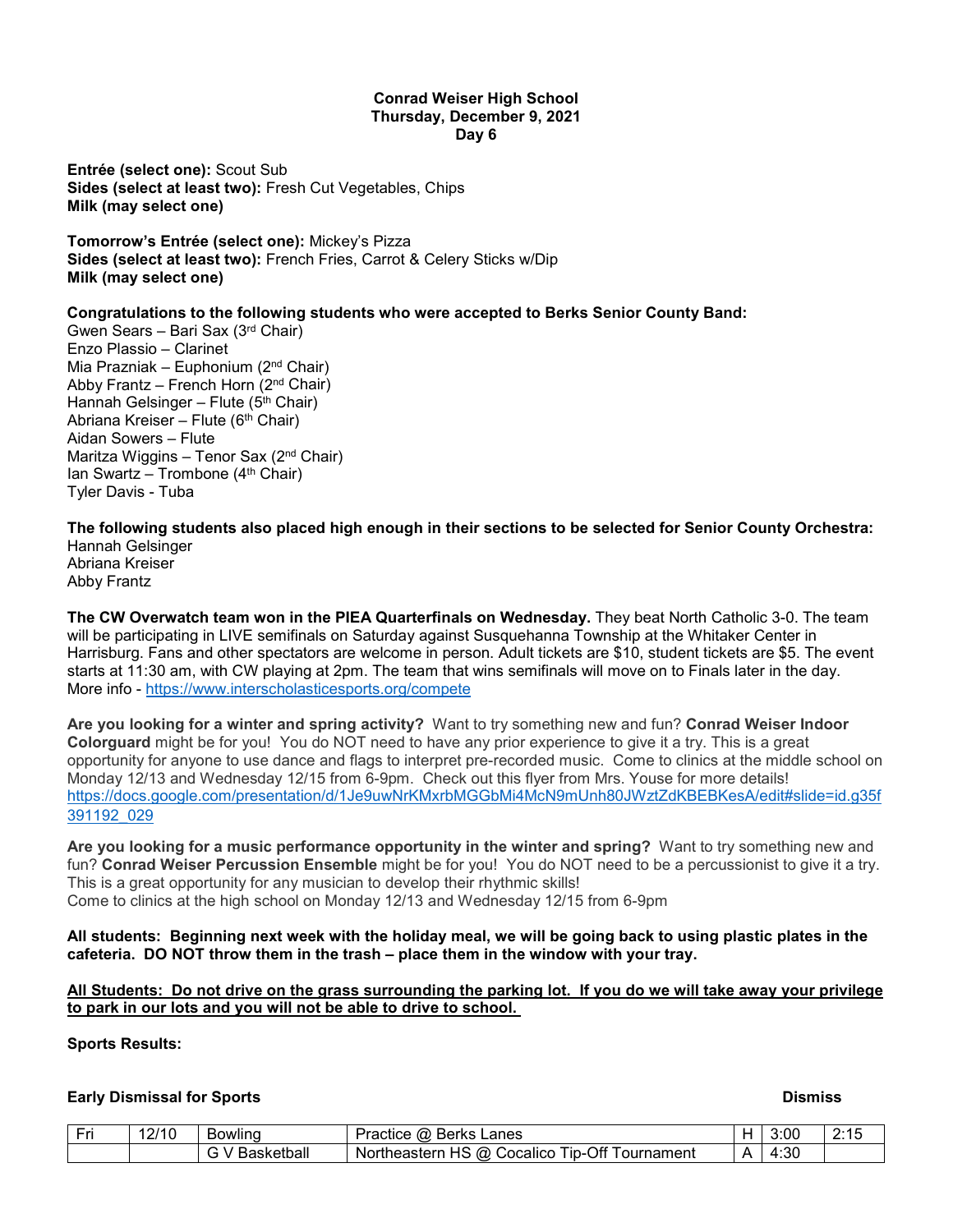**Conrad Weiser High School**
**Thursday, December 9, 2021**
**Day 6**

**Entrée (select one):** Scout Sub
**Sides (select at least two):** Fresh Cut Vegetables, Chips
**Milk (may select one)**

**Tomorrow's Entrée (select one):** Mickey's Pizza
**Sides (select at least two):** French Fries, Carrot & Celery Sticks w/Dip
**Milk (may select one)**

**Congratulations to the following students who were accepted to Berks Senior County Band:**
Gwen Sears – Bari Sax (3rd Chair)
Enzo Plassio – Clarinet
Mia Prazniak – Euphonium (2nd Chair)
Abby Frantz – French Horn (2nd Chair)
Hannah Gelsinger – Flute (5th Chair)
Abriana Kreiser – Flute (6th Chair)
Aidan Sowers – Flute
Maritza Wiggins – Tenor Sax (2nd Chair)
Ian Swartz – Trombone (4th Chair)
Tyler Davis - Tuba

**The following students also placed high enough in their sections to be selected for Senior County Orchestra:**
Hannah Gelsinger
Abriana Kreiser
Abby Frantz

**The CW Overwatch team won in the PIEA Quarterfinals on Wednesday.** They beat North Catholic 3-0. The team will be participating in LIVE semifinals on Saturday against Susquehanna Township at the Whitaker Center in Harrisburg. Fans and other spectators are welcome in person. Adult tickets are $10, student tickets are $5. The event starts at 11:30 am, with CW playing at 2pm. The team that wins semifinals will move on to Finals later in the day. More info - https://www.interscholasticesports.org/compete

**Are you looking for a winter and spring activity?** Want to try something new and fun? **Conrad Weiser Indoor Colorguard** might be for you! You do NOT need to have any prior experience to give it a try. This is a great opportunity for anyone to use dance and flags to interpret pre-recorded music. Come to clinics at the middle school on Monday 12/13 and Wednesday 12/15 from 6-9pm. Check out this flyer from Mrs. Youse for more details! https://docs.google.com/presentation/d/1Je9uwNrKMxrbMGGbMi4McN9mUnh80JWztZdKBEBKesA/edit#slide=id.g35f391192_029

**Are you looking for a music performance opportunity in the winter and spring?** Want to try something new and fun? **Conrad Weiser Percussion Ensemble** might be for you! You do NOT need to be a percussionist to give it a try. This is a great opportunity for any musician to develop their rhythmic skills!
Come to clinics at the high school on Monday 12/13 and Wednesday 12/15 from 6-9pm

**All students: Beginning next week with the holiday meal, we will be going back to using plastic plates in the cafeteria. DO NOT throw them in the trash – place them in the window with your tray.**

**<u>All Students: Do not drive on the grass surrounding the parking lot. If you do we will take away your privilege to park in our lots and you will not be able to drive to school.</u>**

**Sports Results:**

**Early Dismissal for Sports** **Dismiss**

| | | | | | | Dismiss |
|---|---|---|---|---|---|---|
| Fri | 12/10 | Bowling | Practice @ Berks Lanes | H | 3:00 | 2:15 |
| | | G V Basketball | Northeastern HS @ Cocalico Tip-Off Tournament | A | 4:30 | |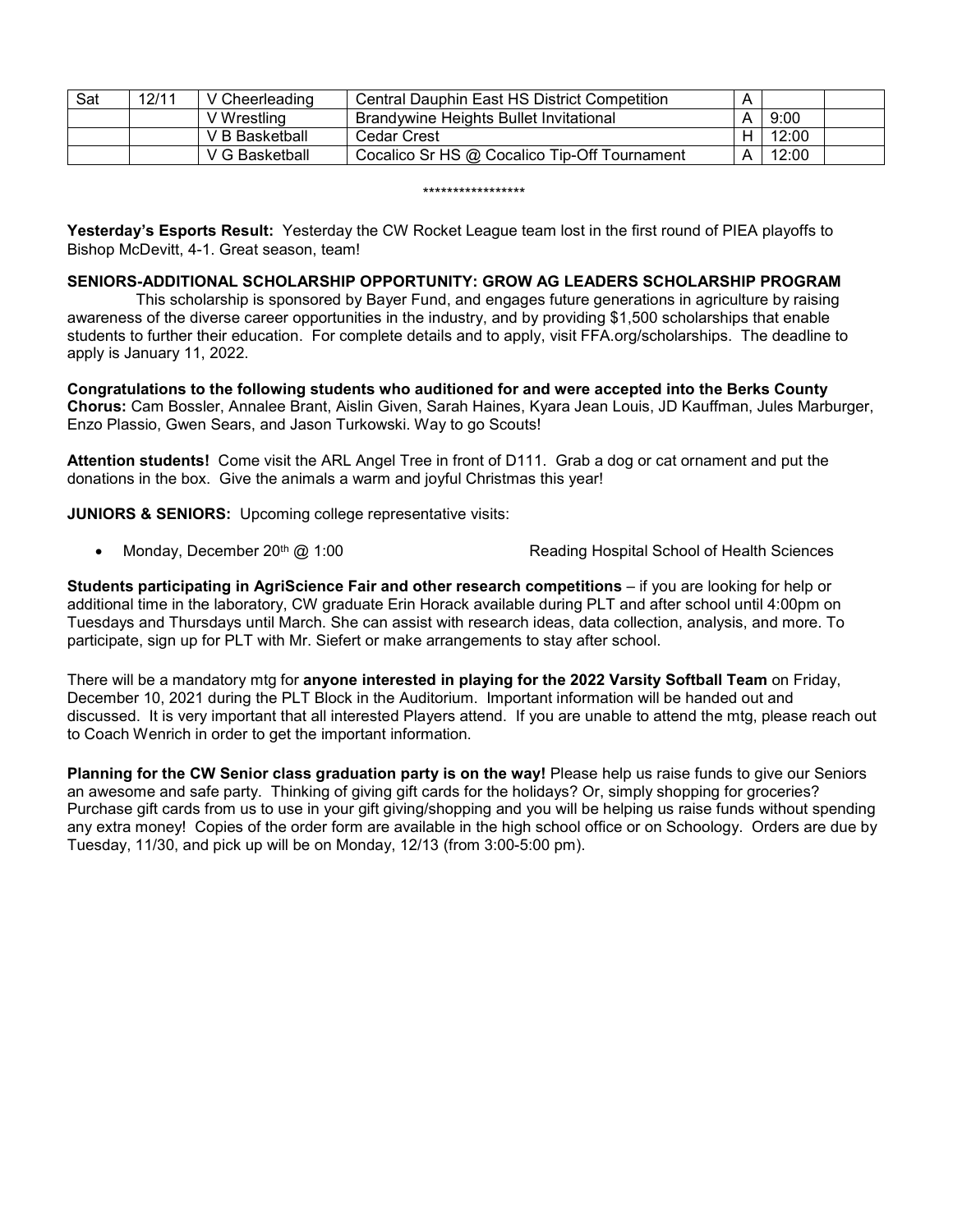| | | | | | | |
|---|---|---|---|---|---|---|
| Sat | 12/11 | V Cheerleading | Central Dauphin East HS District Competition | A | | |
| | | V Wrestling | Brandywine Heights Bullet Invitational | A | 9:00 | |
| | | V B Basketball | Cedar Crest | H | 12:00 | |
| | | V G Basketball | Cocalico Sr HS @ Cocalico Tip-Off Tournament | A | 12:00 | |

*****************

**Yesterday's Esports Result:** Yesterday the CW Rocket League team lost in the first round of PIEA playoffs to Bishop McDevitt, 4-1. Great season, team!

**SENIORS-ADDITIONAL SCHOLARSHIP OPPORTUNITY: GROW AG LEADERS SCHOLARSHIP PROGRAM**

This scholarship is sponsored by Bayer Fund, and engages future generations in agriculture by raising awareness of the diverse career opportunities in the industry, and by providing $1,500 scholarships that enable students to further their education. For complete details and to apply, visit FFA.org/scholarships. The deadline to apply is January 11, 2022.

**Congratulations to the following students who auditioned for and were accepted into the Berks County Chorus:** Cam Bossler, Annalee Brant, Aislin Given, Sarah Haines, Kyara Jean Louis, JD Kauffman, Jules Marburger, Enzo Plassio, Gwen Sears, and Jason Turkowski. Way to go Scouts!

**Attention students!** Come visit the ARL Angel Tree in front of D111. Grab a dog or cat ornament and put the donations in the box. Give the animals a warm and joyful Christmas this year!

**JUNIORS & SENIORS:** Upcoming college representative visits:

- Monday, December 20th @ 1:00 Reading Hospital School of Health Sciences

**Students participating in AgriScience Fair and other research competitions** – if you are looking for help or additional time in the laboratory, CW graduate Erin Horack available during PLT and after school until 4:00pm on Tuesdays and Thursdays until March. She can assist with research ideas, data collection, analysis, and more. To participate, sign up for PLT with Mr. Siefert or make arrangements to stay after school.

There will be a mandatory mtg for **anyone interested in playing for the 2022 Varsity Softball Team** on Friday, December 10, 2021 during the PLT Block in the Auditorium. Important information will be handed out and discussed. It is very important that all interested Players attend. If you are unable to attend the mtg, please reach out to Coach Wenrich in order to get the important information.

**Planning for the CW Senior class graduation party is on the way!** Please help us raise funds to give our Seniors an awesome and safe party. Thinking of giving gift cards for the holidays? Or, simply shopping for groceries? Purchase gift cards from us to use in your gift giving/shopping and you will be helping us raise funds without spending any extra money! Copies of the order form are available in the high school office or on Schoology. Orders are due by Tuesday, 11/30, and pick up will be on Monday, 12/13 (from 3:00-5:00 pm).